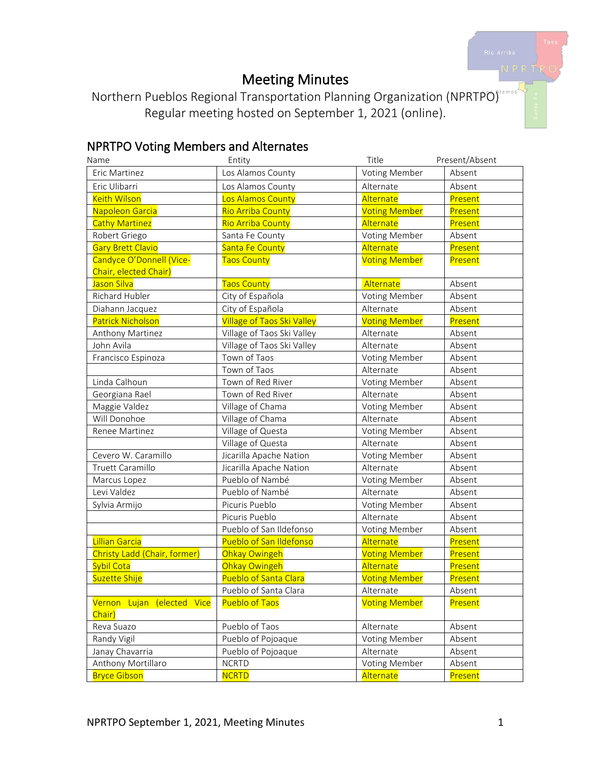# Meeting Minutes

Northern Pueblos Regional Transportation Planning Organization (NPRTPO)
Regular meeting hosted on September 1, 2021 (online).

## NPRTPO Voting Members and Alternates

| Name | Entity | Title | Present/Absent |
|---|---|---|---|
| Eric Martinez | Los Alamos County | Voting Member | Absent |
| Eric Ulibarri | Los Alamos County | Alternate | Absent |
| Keith Wilson | Los Alamos County | Alternate | Present |
| Napoleon Garcia | Rio Arriba County | Voting Member | Present |
| Cathy Martinez | Rio Arriba County | Alternate | Present |
| Robert Griego | Santa Fe County | Voting Member | Absent |
| Gary Brett Clavio | Santa Fe County | Alternate | Present |
| Candyce O'Donnell (Vice-Chair, elected Chair) | Taos County | Voting Member | Present |
| Jason Silva | Taos County | Alternate | Absent |
| Richard Hubler | City of Española | Voting Member | Absent |
| Diahann Jacquez | City of Española | Alternate | Absent |
| Patrick Nicholson | Village of Taos Ski Valley | Voting Member | Present |
| Anthony Martinez | Village of Taos Ski Valley | Alternate | Absent |
| John Avila | Village of Taos Ski Valley | Alternate | Absent |
| Francisco Espinoza | Town of Taos | Voting Member | Absent |
| | Town of Taos | Alternate | Absent |
| Linda Calhoun | Town of Red River | Voting Member | Absent |
| Georgiana Rael | Town of Red River | Alternate | Absent |
| Maggie Valdez | Village of Chama | Voting Member | Absent |
| Will Donohoe | Village of Chama | Alternate | Absent |
| Renee Martinez | Village of Questa | Voting Member | Absent |
| | Village of Questa | Alternate | Absent |
| Cevero W. Caramillo | Jicarilla Apache Nation | Voting Member | Absent |
| Truett Caramillo | Jicarilla Apache Nation | Alternate | Absent |
| Marcus Lopez | Pueblo of Nambé | Voting Member | Absent |
| Levi Valdez | Pueblo of Nambé | Alternate | Absent |
| Sylvia Armijo | Picuris Pueblo | Voting Member | Absent |
| | Picuris Pueblo | Alternate | Absent |
| | Pueblo of San Ildefonso | Voting Member | Absent |
| Lillian Garcia | Pueblo of San Ildefonso | Alternate | Present |
| Christy Ladd (Chair, former) | Ohkay Owingeh | Voting Member | Present |
| Sybil Cota | Ohkay Owingeh | Alternate | Present |
| Suzette Shije | Pueblo of Santa Clara | Voting Member | Present |
| | Pueblo of Santa Clara | Alternate | Absent |
| Vernon Lujan (elected Vice Chair) | Pueblo of Taos | Voting Member | Present |
| Reva Suazo | Pueblo of Taos | Alternate | Absent |
| Randy Vigil | Pueblo of Pojoaque | Voting Member | Absent |
| Janay Chavarria | Pueblo of Pojoaque | Alternate | Absent |
| Anthony Mortillaro | NCRTD | Voting Member | Absent |
| Bryce Gibson | NCRTD | Alternate | Present |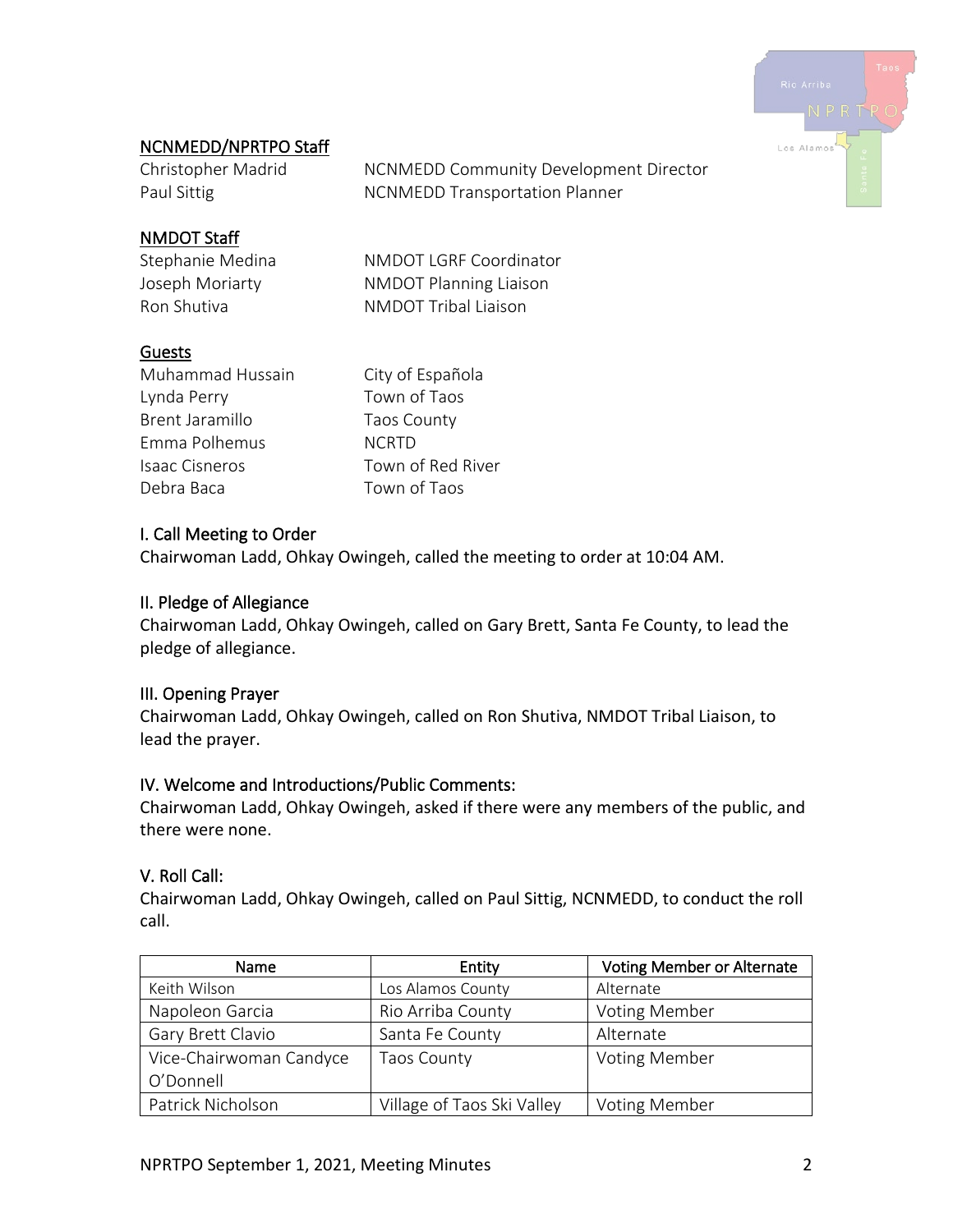## NCNMEDD/NPRTPO Staff

Christopher Madrid NCNMEDD Community Development Director
Paul Sittig NCNMEDD Transportation Planner

## NMDOT Staff

Stephanie Medina NMDOT LGRF Coordinator
Joseph Moriarty NMDOT Planning Liaison
Ron Shutiva NMDOT Tribal Liaison

## Guests

Muhammad Hussain City of Española
Lynda Perry Town of Taos
Brent Jaramillo Taos County
Emma Polhemus NCRTD
Isaac Cisneros Town of Red River
Debra Baca Town of Taos

## I. Call Meeting to Order

Chairwoman Ladd, Ohkay Owingeh, called the meeting to order at 10:04 AM.

## II. Pledge of Allegiance

Chairwoman Ladd, Ohkay Owingeh, called on Gary Brett, Santa Fe County, to lead the pledge of allegiance.

## III. Opening Prayer

Chairwoman Ladd, Ohkay Owingeh, called on Ron Shutiva, NMDOT Tribal Liaison, to lead the prayer.

## IV. Welcome and Introductions/Public Comments:

Chairwoman Ladd, Ohkay Owingeh, asked if there were any members of the public, and there were none.

## V. Roll Call:

Chairwoman Ladd, Ohkay Owingeh, called on Paul Sittig, NCNMEDD, to conduct the roll call.

| Name | Entity | Voting Member or Alternate |
|---|---|---|
| Keith Wilson | Los Alamos County | Alternate |
| Napoleon Garcia | Rio Arriba County | Voting Member |
| Gary Brett Clavio | Santa Fe County | Alternate |
| Vice-Chairwoman Candyce O'Donnell | Taos County | Voting Member |
| Patrick Nicholson | Village of Taos Ski Valley | Voting Member |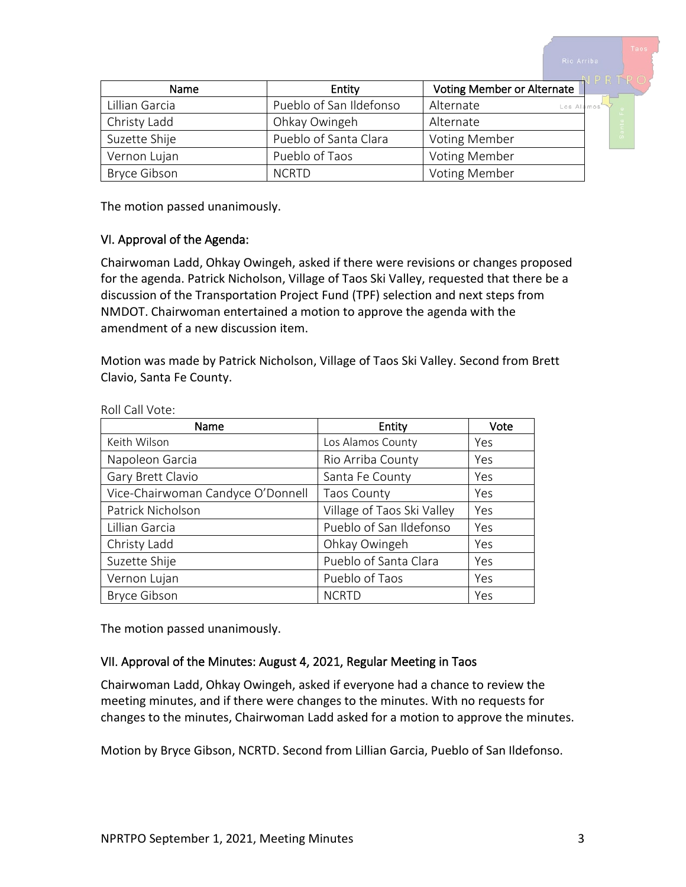| Name | Entity | Voting Member or Alternate |
|---|---|---|
| Lillian Garcia | Pueblo of San Ildefonso | Alternate |
| Christy Ladd | Ohkay Owingeh | Alternate |
| Suzette Shije | Pueblo of Santa Clara | Voting Member |
| Vernon Lujan | Pueblo of Taos | Voting Member |
| Bryce Gibson | NCRTD | Voting Member |

The motion passed unanimously.

## VI. Approval of the Agenda:

Chairwoman Ladd, Ohkay Owingeh, asked if there were revisions or changes proposed for the agenda. Patrick Nicholson, Village of Taos Ski Valley, requested that there be a discussion of the Transportation Project Fund (TPF) selection and next steps from NMDOT. Chairwoman entertained a motion to approve the agenda with the amendment of a new discussion item.

Motion was made by Patrick Nicholson, Village of Taos Ski Valley. Second from Brett Clavio, Santa Fe County.

Roll Call Vote:

| Name | Entity | Vote |
|---|---|---|
| Keith Wilson | Los Alamos County | Yes |
| Napoleon Garcia | Rio Arriba County | Yes |
| Gary Brett Clavio | Santa Fe County | Yes |
| Vice-Chairwoman Candyce O'Donnell | Taos County | Yes |
| Patrick Nicholson | Village of Taos Ski Valley | Yes |
| Lillian Garcia | Pueblo of San Ildefonso | Yes |
| Christy Ladd | Ohkay Owingeh | Yes |
| Suzette Shije | Pueblo of Santa Clara | Yes |
| Vernon Lujan | Pueblo of Taos | Yes |
| Bryce Gibson | NCRTD | Yes |

The motion passed unanimously.

## VII. Approval of the Minutes: August 4, 2021, Regular Meeting in Taos

Chairwoman Ladd, Ohkay Owingeh, asked if everyone had a chance to review the meeting minutes, and if there were changes to the minutes. With no requests for changes to the minutes, Chairwoman Ladd asked for a motion to approve the minutes.

Motion by Bryce Gibson, NCRTD. Second from Lillian Garcia, Pueblo of San Ildefonso.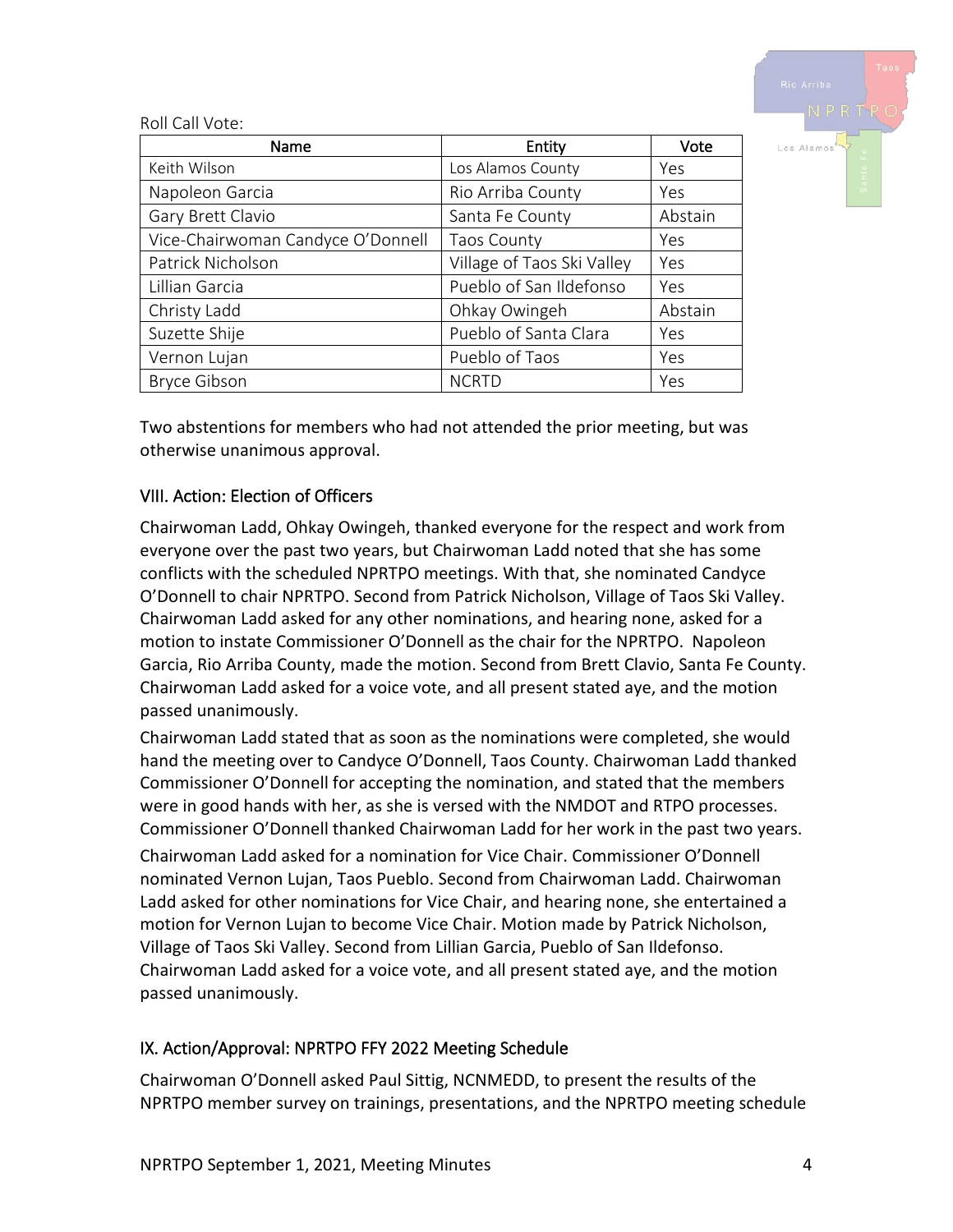Roll Call Vote:

| Name | Entity | Vote |
|---|---|---|
| Keith Wilson | Los Alamos County | Yes |
| Napoleon Garcia | Rio Arriba County | Yes |
| Gary Brett Clavio | Santa Fe County | Abstain |
| Vice-Chairwoman Candyce O'Donnell | Taos County | Yes |
| Patrick Nicholson | Village of Taos Ski Valley | Yes |
| Lillian Garcia | Pueblo of San Ildefonso | Yes |
| Christy Ladd | Ohkay Owingeh | Abstain |
| Suzette Shije | Pueblo of Santa Clara | Yes |
| Vernon Lujan | Pueblo of Taos | Yes |
| Bryce Gibson | NCRTD | Yes |

Two abstentions for members who had not attended the prior meeting, but was otherwise unanimous approval.

## VIII. Action: Election of Officers

Chairwoman Ladd, Ohkay Owingeh, thanked everyone for the respect and work from everyone over the past two years, but Chairwoman Ladd noted that she has some conflicts with the scheduled NPRTPO meetings. With that, she nominated Candyce O'Donnell to chair NPRTPO. Second from Patrick Nicholson, Village of Taos Ski Valley. Chairwoman Ladd asked for any other nominations, and hearing none, asked for a motion to instate Commissioner O'Donnell as the chair for the NPRTPO. Napoleon Garcia, Rio Arriba County, made the motion. Second from Brett Clavio, Santa Fe County. Chairwoman Ladd asked for a voice vote, and all present stated aye, and the motion passed unanimously.

Chairwoman Ladd stated that as soon as the nominations were completed, she would hand the meeting over to Candyce O'Donnell, Taos County. Chairwoman Ladd thanked Commissioner O'Donnell for accepting the nomination, and stated that the members were in good hands with her, as she is versed with the NMDOT and RTPO processes. Commissioner O'Donnell thanked Chairwoman Ladd for her work in the past two years.

Chairwoman Ladd asked for a nomination for Vice Chair. Commissioner O'Donnell nominated Vernon Lujan, Taos Pueblo. Second from Chairwoman Ladd. Chairwoman Ladd asked for other nominations for Vice Chair, and hearing none, she entertained a motion for Vernon Lujan to become Vice Chair. Motion made by Patrick Nicholson, Village of Taos Ski Valley. Second from Lillian Garcia, Pueblo of San Ildefonso. Chairwoman Ladd asked for a voice vote, and all present stated aye, and the motion passed unanimously.

## IX. Action/Approval: NPRTPO FFY 2022 Meeting Schedule

Chairwoman O'Donnell asked Paul Sittig, NCNMEDD, to present the results of the NPRTPO member survey on trainings, presentations, and the NPRTPO meeting schedule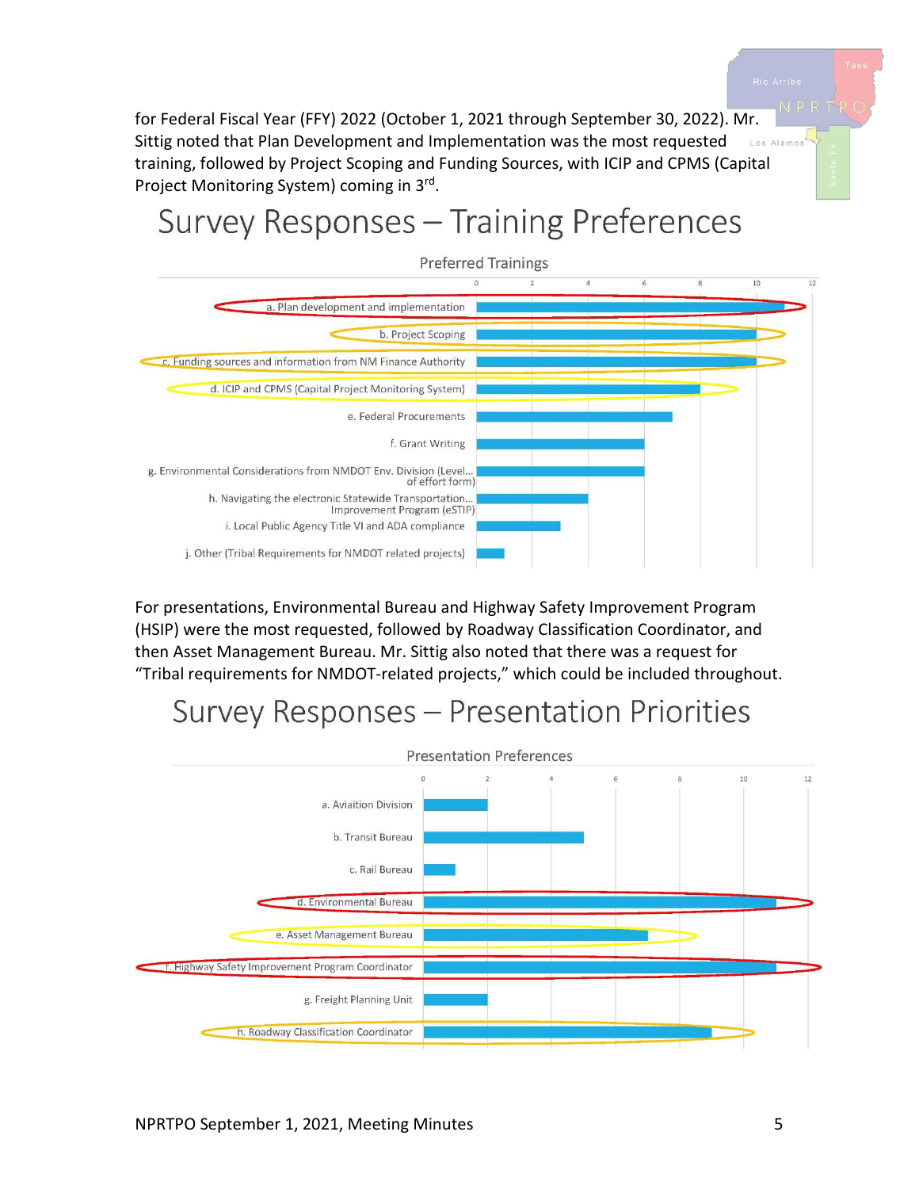for Federal Fiscal Year (FFY) 2022 (October 1, 2021 through September 30, 2022). Mr. Sittig noted that Plan Development and Implementation was the most requested training, followed by Project Scoping and Funding Sources, with ICIP and CPMS (Capital Project Monitoring System) coming in 3rd.

## Survey Responses – Training Preferences

Preferred Trainings

| Training | Responses |
|---|---|
| a. Plan development and implementation | 11 |
| b. Project Scoping | 10 |
| c. Funding sources and information from NM Finance Authority | 10 |
| d. ICIP and CPMS (Capital Project Monitoring System) | 8 |
| e. Federal Procurements | 7 |
| f. Grant Writing | 6 |
| g. Environmental Considerations from NMDOT Env. Division (Level... of effort form) | 6 |
| h. Navigating the electronic Statewide Transportation... Improvement Program (eSTIP) | 4 |
| i. Local Public Agency Title VI and ADA compliance | 3 |
| j. Other (Tribal Requirements for NMDOT related projects) | 1 |

For presentations, Environmental Bureau and Highway Safety Improvement Program (HSIP) were the most requested, followed by Roadway Classification Coordinator, and then Asset Management Bureau. Mr. Sittig also noted that there was a request for "Tribal requirements for NMDOT-related projects," which could be included throughout.

## Survey Responses – Presentation Priorities

Presentation Preferences

| Presentation | Responses |
|---|---|
| a. Aviaition Division | 2 |
| b. Transit Bureau | 5 |
| c. Rail Bureau | 1 |
| d. Environmental Bureau | 11 |
| e. Asset Management Bureau | 7 |
| f. Highway Safety Improvement Program Coordinator | 11 |
| g. Freight Planning Unit | 2 |
| h. Roadway Classification Coordinator | 9 |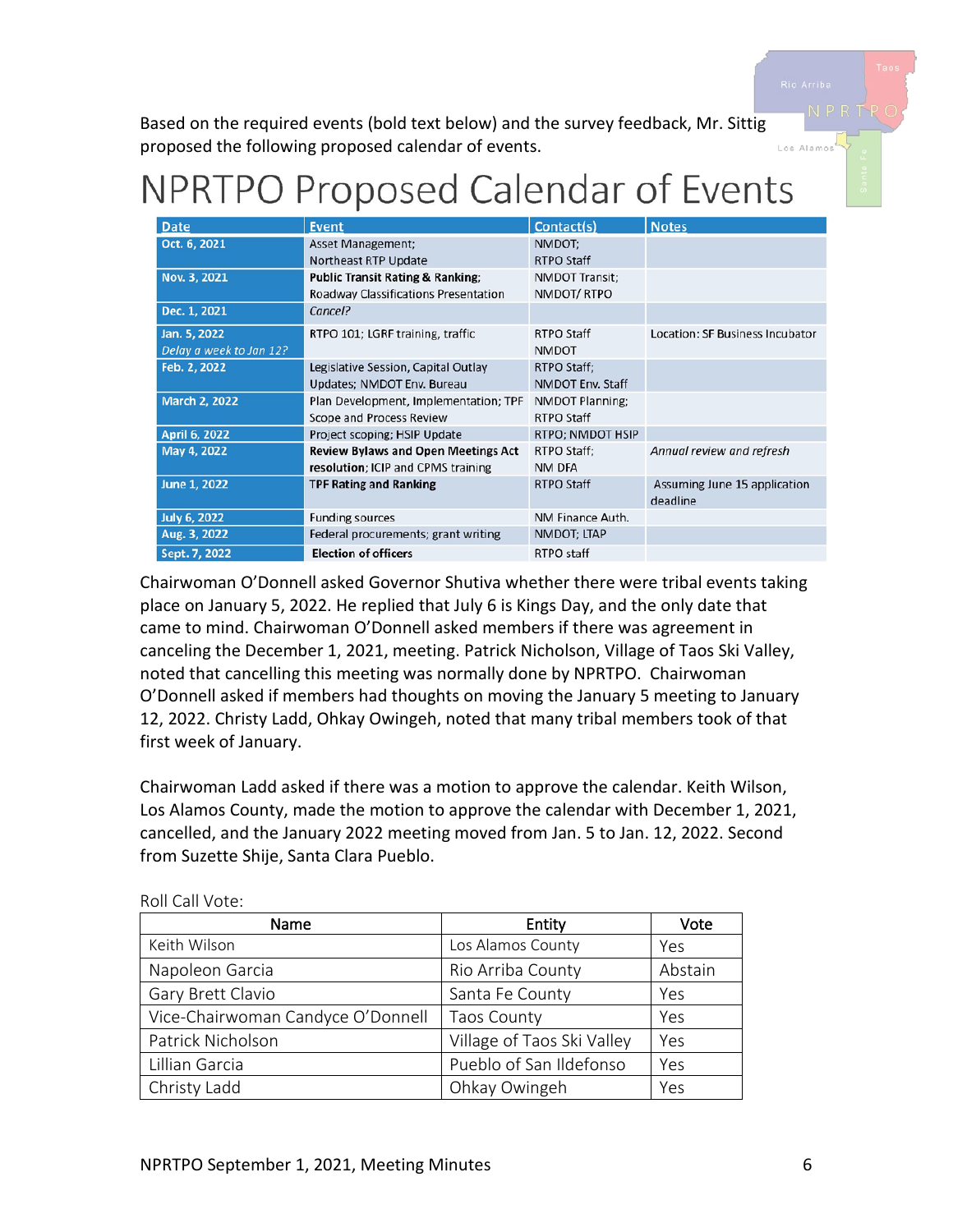Based on the required events (bold text below) and the survey feedback, Mr. Sittig proposed the following proposed calendar of events.

# NPRTPO Proposed Calendar of Events

| Date | Event | Contact(s) | Notes |
|---|---|---|---|
| Oct. 6, 2021 | Asset Management; Northeast RTP Update | NMDOT; RTPO Staff | |
| Nov. 3, 2021 | **Public Transit Rating & Ranking**; Roadway Classifications Presentation | NMDOT Transit; NMDOT/ RTPO | |
| Dec. 1, 2021 | *Cancel?* | | |
| Jan. 5, 2022 *Delay a week to Jan 12?* | RTPO 101; LGRF training, traffic | RTPO Staff NMDOT | Location: SF Business Incubator |
| Feb. 2, 2022 | Legislative Session, Capital Outlay Updates; NMDOT Env. Bureau | RTPO Staff; NMDOT Env. Staff | |
| March 2, 2022 | Plan Development, Implementation; TPF Scope and Process Review | NMDOT Planning; RTPO Staff | |
| April 6, 2022 | Project scoping; HSIP Update | RTPO; NMDOT HSIP | |
| May 4, 2022 | **Review Bylaws and Open Meetings Act resolution**; ICIP and CPMS training | RTPO Staff; NM DFA | *Annual review and refresh* |
| June 1, 2022 | **TPF Rating and Ranking** | RTPO Staff | Assuming June 15 application deadline |
| July 6, 2022 | Funding sources | NM Finance Auth. | |
| Aug. 3, 2022 | Federal procurements; grant writing | NMDOT; LTAP | |
| Sept. 7, 2022 | **Election of officers** | RTPO staff | |

Chairwoman O'Donnell asked Governor Shutiva whether there were tribal events taking place on January 5, 2022. He replied that July 6 is Kings Day, and the only date that came to mind. Chairwoman O'Donnell asked members if there was agreement in canceling the December 1, 2021, meeting. Patrick Nicholson, Village of Taos Ski Valley, noted that cancelling this meeting was normally done by NPRTPO. Chairwoman O'Donnell asked if members had thoughts on moving the January 5 meeting to January 12, 2022. Christy Ladd, Ohkay Owingeh, noted that many tribal members took of that first week of January.

Chairwoman Ladd asked if there was a motion to approve the calendar. Keith Wilson, Los Alamos County, made the motion to approve the calendar with December 1, 2021, cancelled, and the January 2022 meeting moved from Jan. 5 to Jan. 12, 2022. Second from Suzette Shije, Santa Clara Pueblo.

Roll Call Vote:

| Name | Entity | Vote |
|---|---|---|
| Keith Wilson | Los Alamos County | Yes |
| Napoleon Garcia | Rio Arriba County | Abstain |
| Gary Brett Clavio | Santa Fe County | Yes |
| Vice-Chairwoman Candyce O'Donnell | Taos County | Yes |
| Patrick Nicholson | Village of Taos Ski Valley | Yes |
| Lillian Garcia | Pueblo of San Ildefonso | Yes |
| Christy Ladd | Ohkay Owingeh | Yes |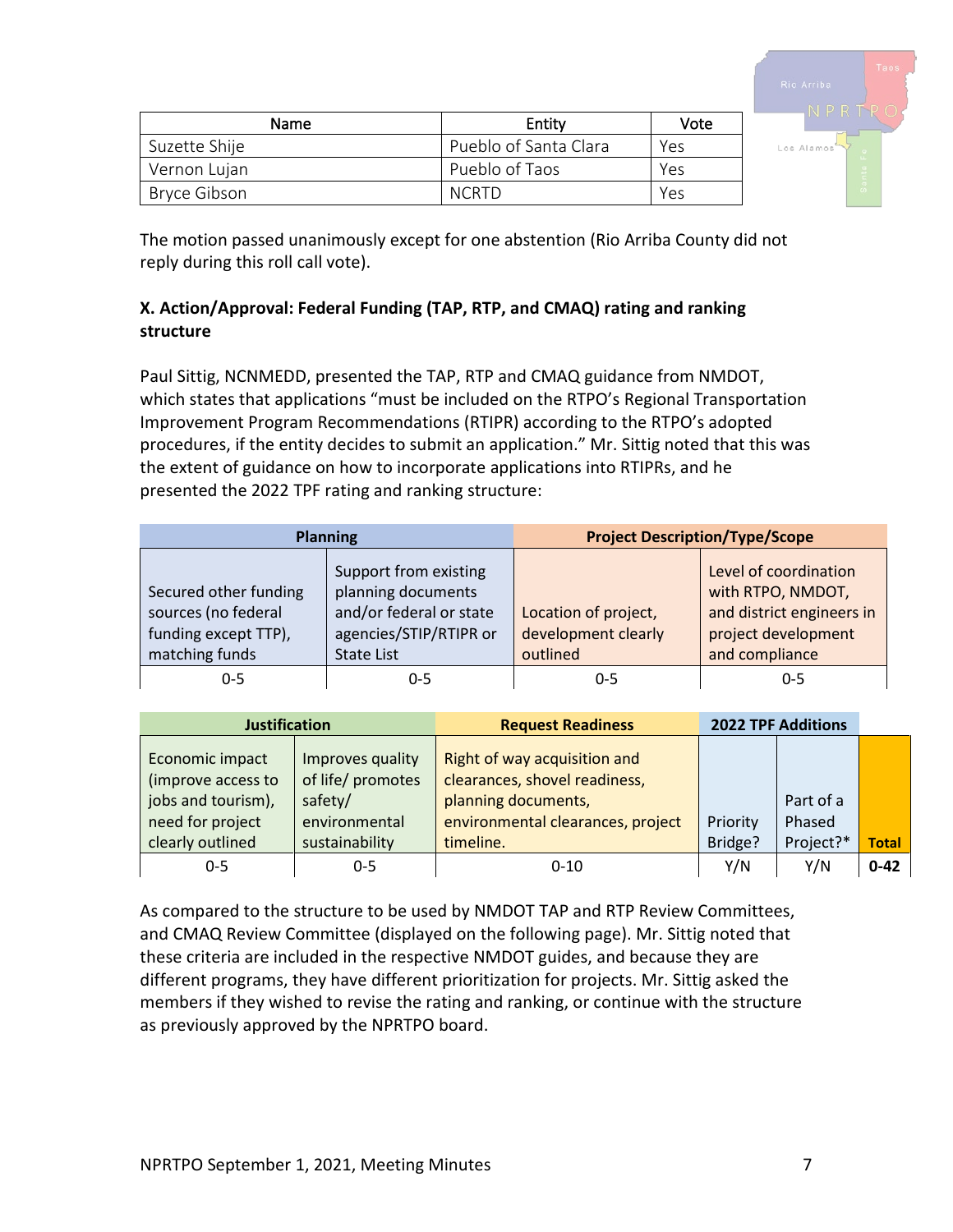| Name | Entity | Vote |
|---|---|---|
| Suzette Shije | Pueblo of Santa Clara | Yes |
| Vernon Lujan | Pueblo of Taos | Yes |
| Bryce Gibson | NCRTD | Yes |

The motion passed unanimously except for one abstention (Rio Arriba County did not reply during this roll call vote).

**X. Action/Approval: Federal Funding (TAP, RTP, and CMAQ) rating and ranking structure**

Paul Sittig, NCNMEDD, presented the TAP, RTP and CMAQ guidance from NMDOT, which states that applications "must be included on the RTPO's Regional Transportation Improvement Program Recommendations (RTIPR) according to the RTPO's adopted procedures, if the entity decides to submit an application." Mr. Sittig noted that this was the extent of guidance on how to incorporate applications into RTIPRs, and he presented the 2022 TPF rating and ranking structure:

| Planning | | Project Description/Type/Scope | |
|---|---|---|---|
| Secured other funding sources (no federal funding except TTP), matching funds | Support from existing planning documents and/or federal or state agencies/STIP/RTIPR or State List | Location of project, development clearly outlined | Level of coordination with RTPO, NMDOT, and district engineers in project development and compliance |
| 0-5 | 0-5 | 0-5 | 0-5 |

| Justification | | Request Readiness | 2022 TPF Additions | | |
|---|---|---|---|---|---|
| Economic impact (improve access to jobs and tourism), need for project clearly outlined | Improves quality of life/ promotes safety/ environmental sustainability | Right of way acquisition and clearances, shovel readiness, planning documents, environmental clearances, project timeline. | Priority Bridge? | Part of a Phased Project?* | **Total** |
| 0-5 | 0-5 | 0-10 | Y/N | Y/N | **0-42** |

As compared to the structure to be used by NMDOT TAP and RTP Review Committees, and CMAQ Review Committee (displayed on the following page). Mr. Sittig noted that these criteria are included in the respective NMDOT guides, and because they are different programs, they have different prioritization for projects. Mr. Sittig asked the members if they wished to revise the rating and ranking, or continue with the structure as previously approved by the NPRTPO board.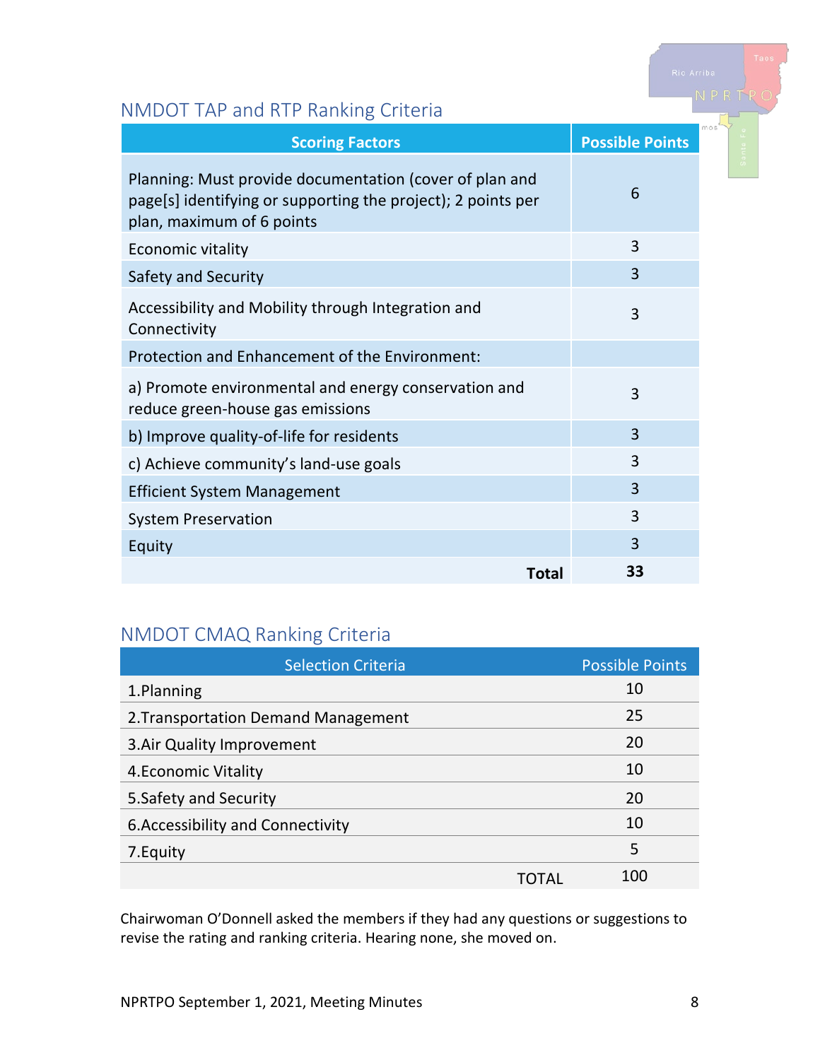## NMDOT TAP and RTP Ranking Criteria

| Scoring Factors | Possible Points |
|---|---|
| Planning: Must provide documentation (cover of plan and page[s] identifying or supporting the project); 2 points per plan, maximum of 6 points | 6 |
| Economic vitality | 3 |
| Safety and Security | 3 |
| Accessibility and Mobility through Integration and Connectivity | 3 |
| Protection and Enhancement of the Environment: | |
| a) Promote environmental and energy conservation and reduce green-house gas emissions | 3 |
| b) Improve quality-of-life for residents | 3 |
| c) Achieve community's land-use goals | 3 |
| Efficient System Management | 3 |
| System Preservation | 3 |
| Equity | 3 |
| **Total** | **33** |

## NMDOT CMAQ Ranking Criteria

| Selection Criteria | Possible Points |
|---|---|
| 1.Planning | 10 |
| 2.Transportation Demand Management | 25 |
| 3.Air Quality Improvement | 20 |
| 4.Economic Vitality | 10 |
| 5.Safety and Security | 20 |
| 6.Accessibility and Connectivity | 10 |
| 7.Equity | 5 |
| TOTAL | 100 |

Chairwoman O'Donnell asked the members if they had any questions or suggestions to revise the rating and ranking criteria. Hearing none, she moved on.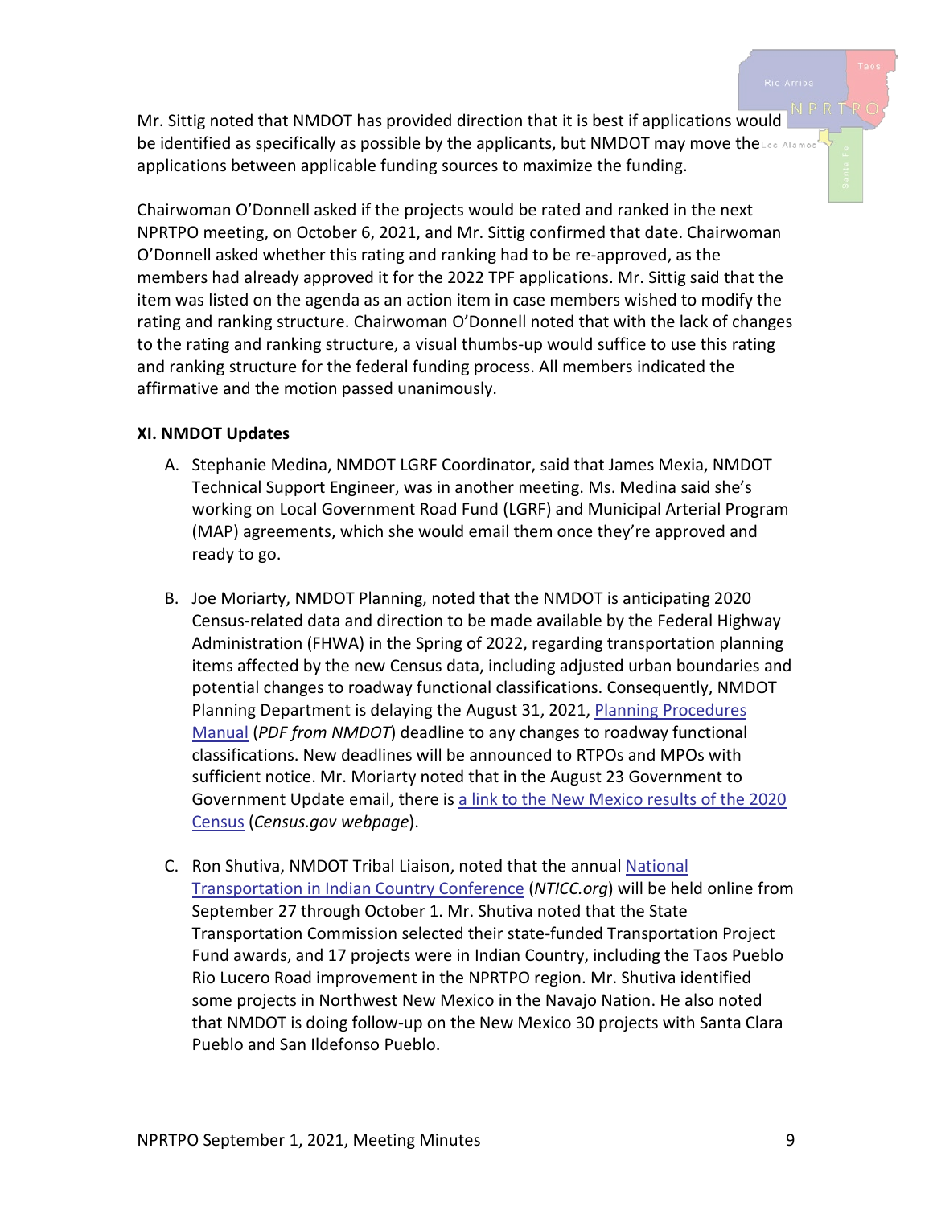Mr. Sittig noted that NMDOT has provided direction that it is best if applications would be identified as specifically as possible by the applicants, but NMDOT may move the applications between applicable funding sources to maximize the funding.

Chairwoman O'Donnell asked if the projects would be rated and ranked in the next NPRTPO meeting, on October 6, 2021, and Mr. Sittig confirmed that date. Chairwoman O'Donnell asked whether this rating and ranking had to be re-approved, as the members had already approved it for the 2022 TPF applications. Mr. Sittig said that the item was listed on the agenda as an action item in case members wished to modify the rating and ranking structure. Chairwoman O'Donnell noted that with the lack of changes to the rating and ranking structure, a visual thumbs-up would suffice to use this rating and ranking structure for the federal funding process. All members indicated the affirmative and the motion passed unanimously.

**XI. NMDOT Updates**

A. Stephanie Medina, NMDOT LGRF Coordinator, said that James Mexia, NMDOT Technical Support Engineer, was in another meeting. Ms. Medina said she's working on Local Government Road Fund (LGRF) and Municipal Arterial Program (MAP) agreements, which she would email them once they're approved and ready to go.

B. Joe Moriarty, NMDOT Planning, noted that the NMDOT is anticipating 2020 Census-related data and direction to be made available by the Federal Highway Administration (FHWA) in the Spring of 2022, regarding transportation planning items affected by the new Census data, including adjusted urban boundaries and potential changes to roadway functional classifications. Consequently, NMDOT Planning Department is delaying the August 31, 2021, Planning Procedures Manual (*PDF from NMDOT*) deadline to any changes to roadway functional classifications. New deadlines will be announced to RTPOs and MPOs with sufficient notice. Mr. Moriarty noted that in the August 23 Government to Government Update email, there is a link to the New Mexico results of the 2020 Census (*Census.gov webpage*).

C. Ron Shutiva, NMDOT Tribal Liaison, noted that the annual National Transportation in Indian Country Conference (*NTICC.org*) will be held online from September 27 through October 1. Mr. Shutiva noted that the State Transportation Commission selected their state-funded Transportation Project Fund awards, and 17 projects were in Indian Country, including the Taos Pueblo Rio Lucero Road improvement in the NPRTPO region. Mr. Shutiva identified some projects in Northwest New Mexico in the Navajo Nation. He also noted that NMDOT is doing follow-up on the New Mexico 30 projects with Santa Clara Pueblo and San Ildefonso Pueblo.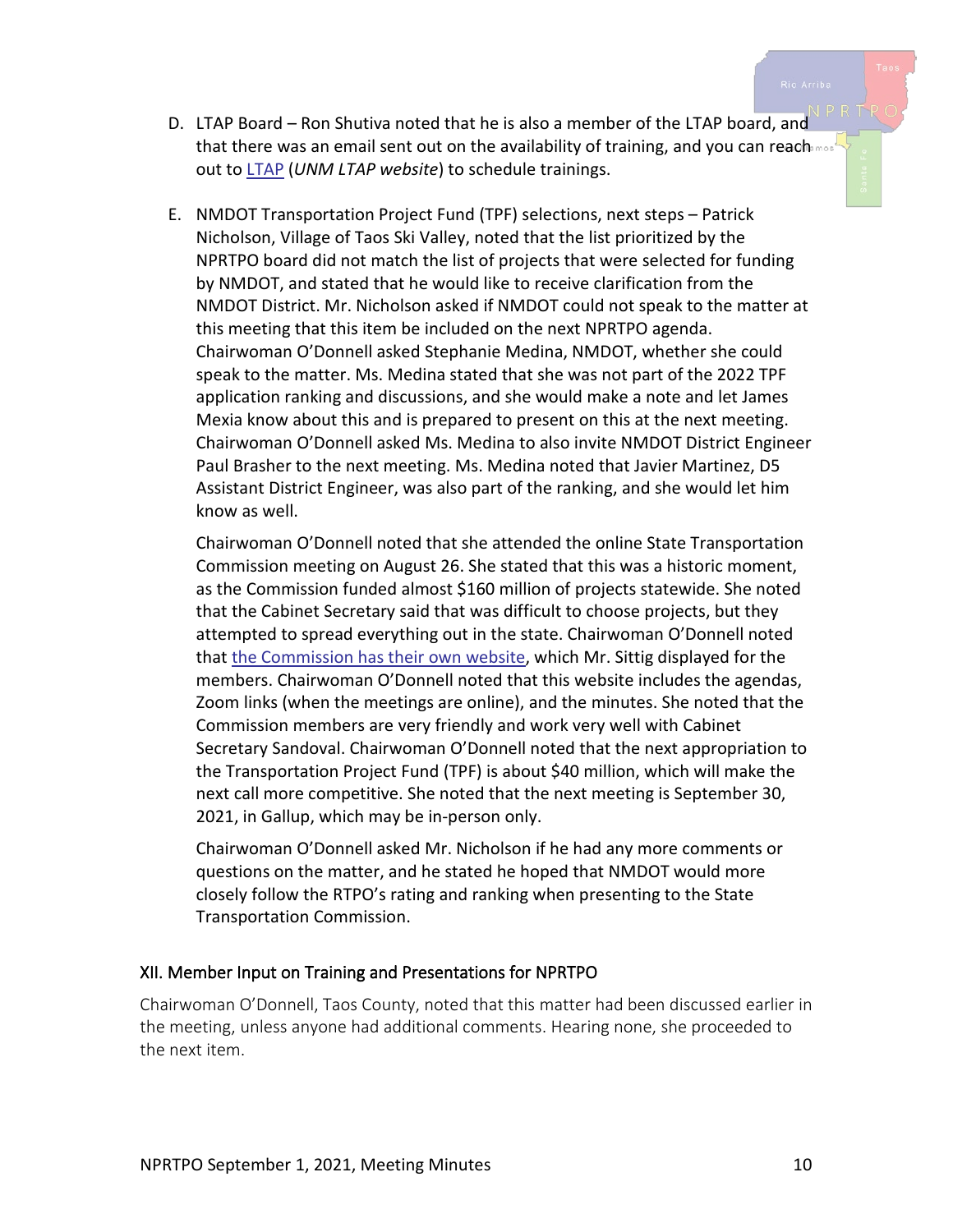D. LTAP Board – Ron Shutiva noted that he is also a member of the LTAP board, and that there was an email sent out on the availability of training, and you can reach out to LTAP (*UNM LTAP website*) to schedule trainings.

E. NMDOT Transportation Project Fund (TPF) selections, next steps – Patrick Nicholson, Village of Taos Ski Valley, noted that the list prioritized by the NPRTPO board did not match the list of projects that were selected for funding by NMDOT, and stated that he would like to receive clarification from the NMDOT District. Mr. Nicholson asked if NMDOT could not speak to the matter at this meeting that this item be included on the next NPRTPO agenda. Chairwoman O'Donnell asked Stephanie Medina, NMDOT, whether she could speak to the matter. Ms. Medina stated that she was not part of the 2022 TPF application ranking and discussions, and she would make a note and let James Mexia know about this and is prepared to present on this at the next meeting. Chairwoman O'Donnell asked Ms. Medina to also invite NMDOT District Engineer Paul Brasher to the next meeting. Ms. Medina noted that Javier Martinez, D5 Assistant District Engineer, was also part of the ranking, and she would let him know as well.

   Chairwoman O'Donnell noted that she attended the online State Transportation Commission meeting on August 26. She stated that this was a historic moment, as the Commission funded almost $160 million of projects statewide. She noted that the Cabinet Secretary said that was difficult to choose projects, but they attempted to spread everything out in the state. Chairwoman O'Donnell noted that the Commission has their own website, which Mr. Sittig displayed for the members. Chairwoman O'Donnell noted that this website includes the agendas, Zoom links (when the meetings are online), and the minutes. She noted that the Commission members are very friendly and work very well with Cabinet Secretary Sandoval. Chairwoman O'Donnell noted that the next appropriation to the Transportation Project Fund (TPF) is about $40 million, which will make the next call more competitive. She noted that the next meeting is September 30, 2021, in Gallup, which may be in-person only.

   Chairwoman O'Donnell asked Mr. Nicholson if he had any more comments or questions on the matter, and he stated he hoped that NMDOT would more closely follow the RTPO's rating and ranking when presenting to the State Transportation Commission.

## XII. Member Input on Training and Presentations for NPRTPO

Chairwoman O'Donnell, Taos County, noted that this matter had been discussed earlier in the meeting, unless anyone had additional comments. Hearing none, she proceeded to the next item.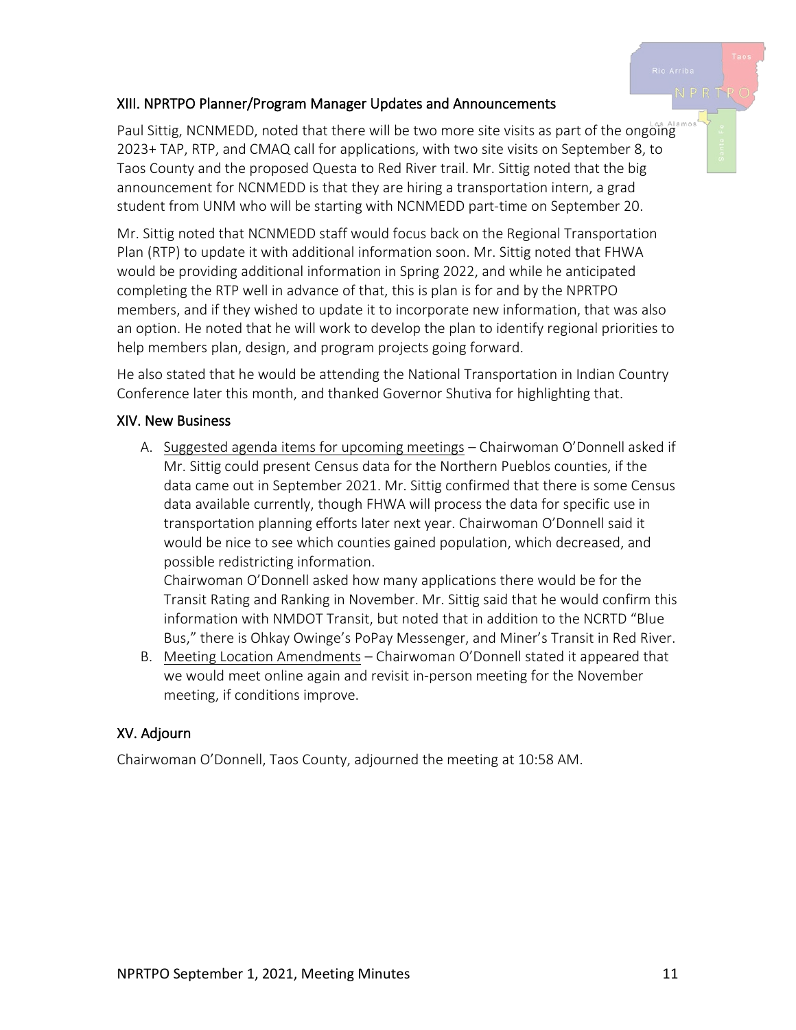## XIII. NPRTPO Planner/Program Manager Updates and Announcements

Paul Sittig, NCNMEDD, noted that there will be two more site visits as part of the ongoing 2023+ TAP, RTP, and CMAQ call for applications, with two site visits on September 8, to Taos County and the proposed Questa to Red River trail. Mr. Sittig noted that the big announcement for NCNMEDD is that they are hiring a transportation intern, a grad student from UNM who will be starting with NCNMEDD part-time on September 20.

Mr. Sittig noted that NCNMEDD staff would focus back on the Regional Transportation Plan (RTP) to update it with additional information soon. Mr. Sittig noted that FHWA would be providing additional information in Spring 2022, and while he anticipated completing the RTP well in advance of that, this is plan is for and by the NPRTPO members, and if they wished to update it to incorporate new information, that was also an option. He noted that he will work to develop the plan to identify regional priorities to help members plan, design, and program projects going forward.

He also stated that he would be attending the National Transportation in Indian Country Conference later this month, and thanked Governor Shutiva for highlighting that.

## XIV. New Business

A. Suggested agenda items for upcoming meetings – Chairwoman O'Donnell asked if Mr. Sittig could present Census data for the Northern Pueblos counties, if the data came out in September 2021. Mr. Sittig confirmed that there is some Census data available currently, though FHWA will process the data for specific use in transportation planning efforts later next year. Chairwoman O'Donnell said it would be nice to see which counties gained population, which decreased, and possible redistricting information.
   Chairwoman O'Donnell asked how many applications there would be for the Transit Rating and Ranking in November. Mr. Sittig said that he would confirm this information with NMDOT Transit, but noted that in addition to the NCRTD "Blue Bus," there is Ohkay Owinge's PoPay Messenger, and Miner's Transit in Red River.
B. Meeting Location Amendments – Chairwoman O'Donnell stated it appeared that we would meet online again and revisit in-person meeting for the November meeting, if conditions improve.

## XV. Adjourn

Chairwoman O'Donnell, Taos County, adjourned the meeting at 10:58 AM.